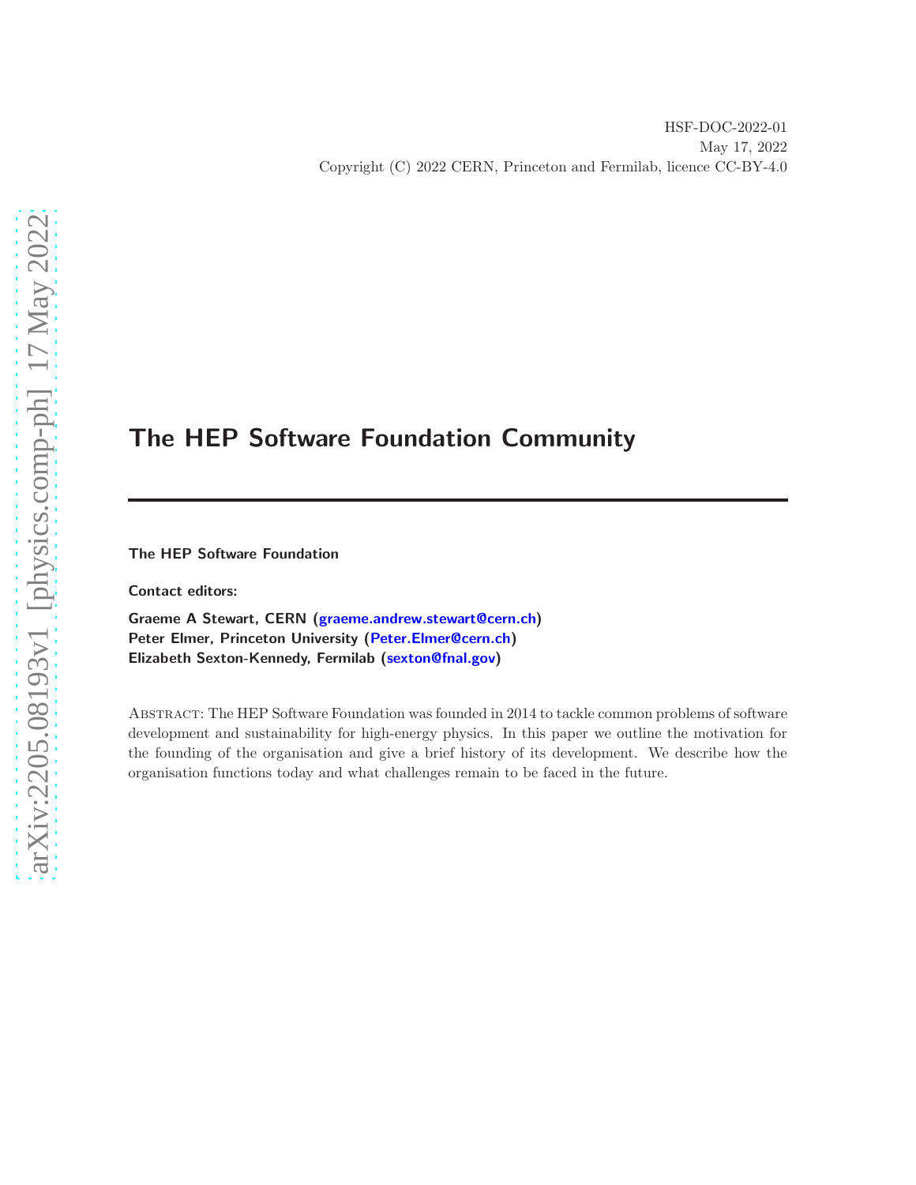HSF-DOC-2022-01
May 17, 2022
Copyright (C) 2022 CERN, Princeton and Fermilab, licence CC-BY-4.0

# The HEP Software Foundation Community

**The HEP Software Foundation**

**Contact editors:**

**Graeme A Stewart, CERN (graeme.andrew.stewart@cern.ch)**
**Peter Elmer, Princeton University (Peter.Elmer@cern.ch)**
**Elizabeth Sexton-Kennedy, Fermilab (sexton@fnal.gov)**

Abstract: The HEP Software Foundation was founded in 2014 to tackle common problems of software development and sustainability for high-energy physics. In this paper we outline the motivation for the founding of the organisation and give a brief history of its development. We describe how the organisation functions today and what challenges remain to be faced in the future.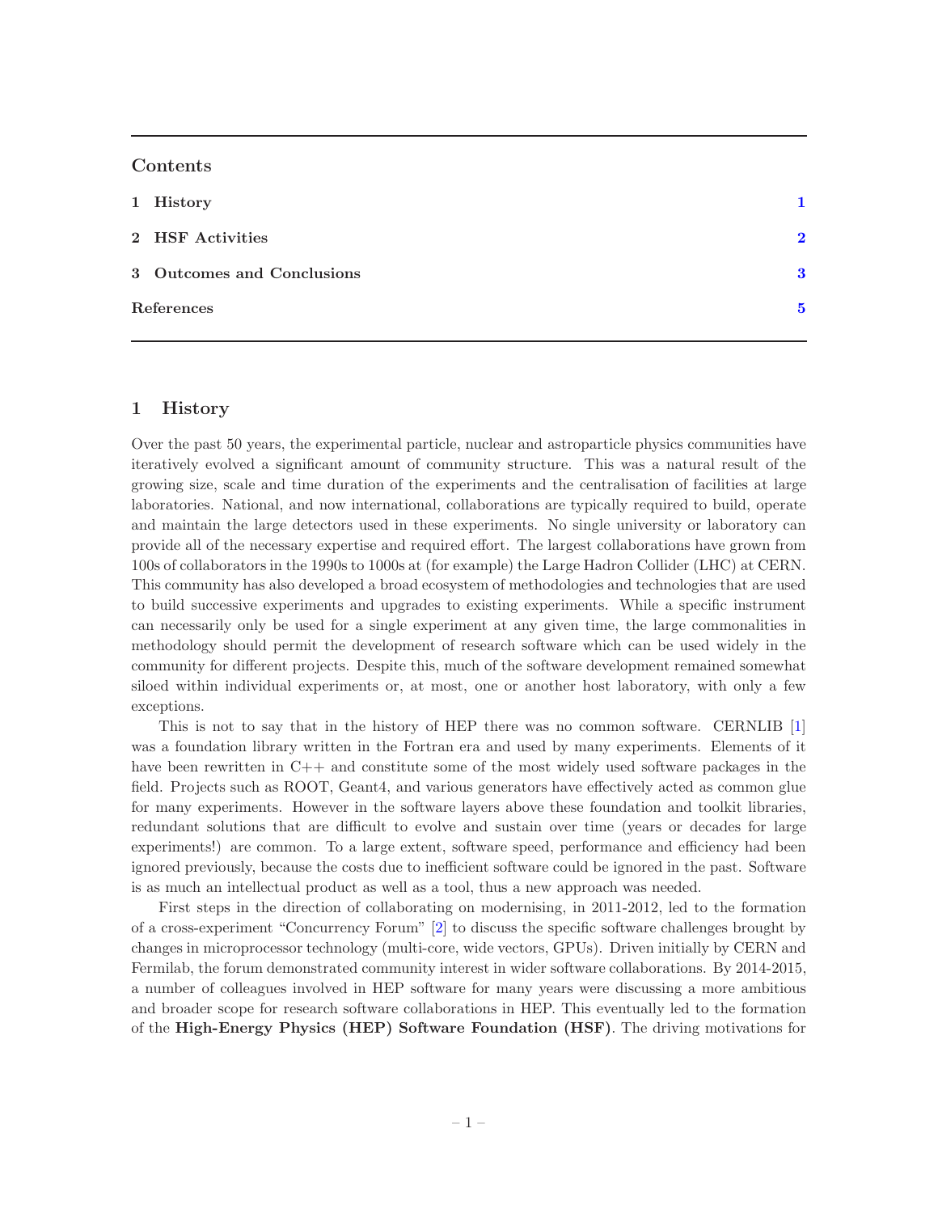## Contents

1 History 1

2 HSF Activities 2

3 Outcomes and Conclusions 3

References 5

## 1 History

Over the past 50 years, the experimental particle, nuclear and astroparticle physics communities have iteratively evolved a significant amount of community structure. This was a natural result of the growing size, scale and time duration of the experiments and the centralisation of facilities at large laboratories. National, and now international, collaborations are typically required to build, operate and maintain the large detectors used in these experiments. No single university or laboratory can provide all of the necessary expertise and required effort. The largest collaborations have grown from 100s of collaborators in the 1990s to 1000s at (for example) the Large Hadron Collider (LHC) at CERN. This community has also developed a broad ecosystem of methodologies and technologies that are used to build successive experiments and upgrades to existing experiments. While a specific instrument can necessarily only be used for a single experiment at any given time, the large commonalities in methodology should permit the development of research software which can be used widely in the community for different projects. Despite this, much of the software development remained somewhat siloed within individual experiments or, at most, one or another host laboratory, with only a few exceptions.

This is not to say that in the history of HEP there was no common software. CERNLIB [1] was a foundation library written in the Fortran era and used by many experiments. Elements of it have been rewritten in C++ and constitute some of the most widely used software packages in the field. Projects such as ROOT, Geant4, and various generators have effectively acted as common glue for many experiments. However in the software layers above these foundation and toolkit libraries, redundant solutions that are difficult to evolve and sustain over time (years or decades for large experiments!) are common. To a large extent, software speed, performance and efficiency had been ignored previously, because the costs due to inefficient software could be ignored in the past. Software is as much an intellectual product as well as a tool, thus a new approach was needed.

First steps in the direction of collaborating on modernising, in 2011-2012, led to the formation of a cross-experiment "Concurrency Forum" [2] to discuss the specific software challenges brought by changes in microprocessor technology (multi-core, wide vectors, GPUs). Driven initially by CERN and Fermilab, the forum demonstrated community interest in wider software collaborations. By 2014-2015, a number of colleagues involved in HEP software for many years were discussing a more ambitious and broader scope for research software collaborations in HEP. This eventually led to the formation of the **High-Energy Physics (HEP) Software Foundation (HSF)**. The driving motivations for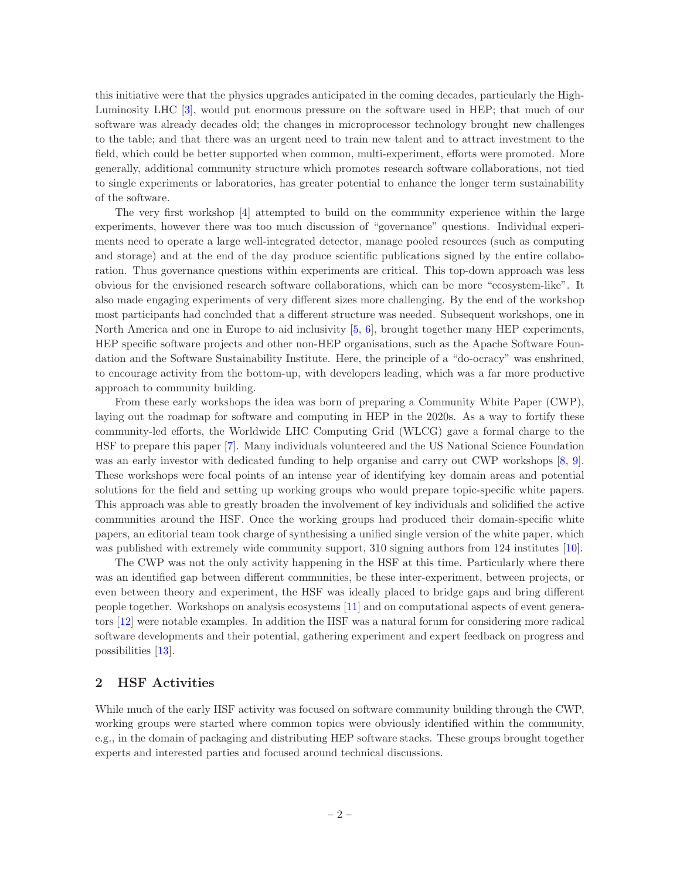this initiative were that the physics upgrades anticipated in the coming decades, particularly the High-Luminosity LHC [3], would put enormous pressure on the software used in HEP; that much of our software was already decades old; the changes in microprocessor technology brought new challenges to the table; and that there was an urgent need to train new talent and to attract investment to the field, which could be better supported when common, multi-experiment, efforts were promoted. More generally, additional community structure which promotes research software collaborations, not tied to single experiments or laboratories, has greater potential to enhance the longer term sustainability of the software.

The very first workshop [4] attempted to build on the community experience within the large experiments, however there was too much discussion of "governance" questions. Individual experiments need to operate a large well-integrated detector, manage pooled resources (such as computing and storage) and at the end of the day produce scientific publications signed by the entire collaboration. Thus governance questions within experiments are critical. This top-down approach was less obvious for the envisioned research software collaborations, which can be more "ecosystem-like". It also made engaging experiments of very different sizes more challenging. By the end of the workshop most participants had concluded that a different structure was needed. Subsequent workshops, one in North America and one in Europe to aid inclusivity [5, 6], brought together many HEP experiments, HEP specific software projects and other non-HEP organisations, such as the Apache Software Foundation and the Software Sustainability Institute. Here, the principle of a "do-ocracy" was enshrined, to encourage activity from the bottom-up, with developers leading, which was a far more productive approach to community building.

From these early workshops the idea was born of preparing a Community White Paper (CWP), laying out the roadmap for software and computing in HEP in the 2020s. As a way to fortify these community-led efforts, the Worldwide LHC Computing Grid (WLCG) gave a formal charge to the HSF to prepare this paper [7]. Many individuals volunteered and the US National Science Foundation was an early investor with dedicated funding to help organise and carry out CWP workshops [8, 9]. These workshops were focal points of an intense year of identifying key domain areas and potential solutions for the field and setting up working groups who would prepare topic-specific white papers. This approach was able to greatly broaden the involvement of key individuals and solidified the active communities around the HSF. Once the working groups had produced their domain-specific white papers, an editorial team took charge of synthesising a unified single version of the white paper, which was published with extremely wide community support, 310 signing authors from 124 institutes [10].

The CWP was not the only activity happening in the HSF at this time. Particularly where there was an identified gap between different communities, be these inter-experiment, between projects, or even between theory and experiment, the HSF was ideally placed to bridge gaps and bring different people together. Workshops on analysis ecosystems [11] and on computational aspects of event generators [12] were notable examples. In addition the HSF was a natural forum for considering more radical software developments and their potential, gathering experiment and expert feedback on progress and possibilities [13].

## 2 HSF Activities

While much of the early HSF activity was focused on software community building through the CWP, working groups were started where common topics were obviously identified within the community, e.g., in the domain of packaging and distributing HEP software stacks. These groups brought together experts and interested parties and focused around technical discussions.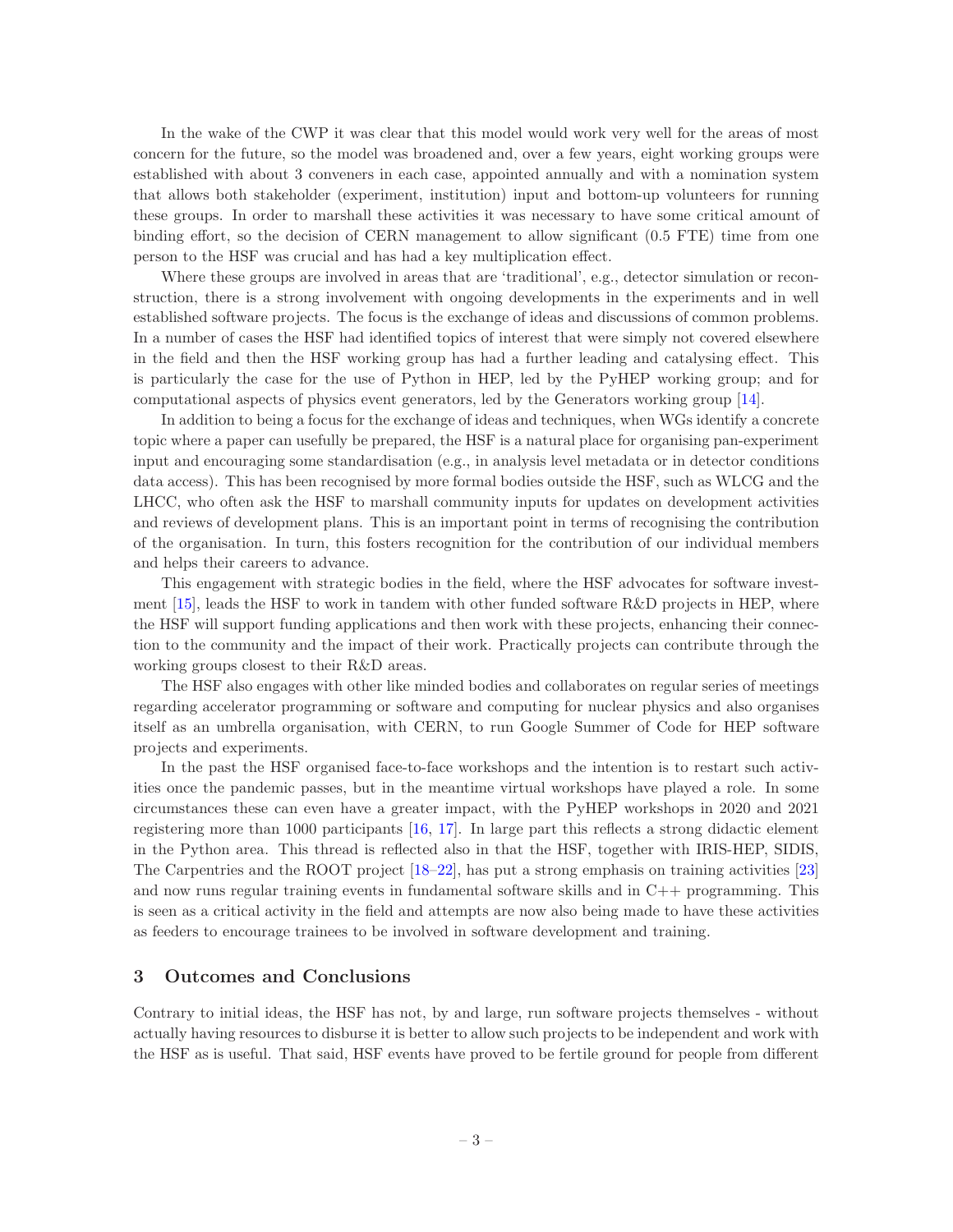In the wake of the CWP it was clear that this model would work very well for the areas of most concern for the future, so the model was broadened and, over a few years, eight working groups were established with about 3 conveners in each case, appointed annually and with a nomination system that allows both stakeholder (experiment, institution) input and bottom-up volunteers for running these groups. In order to marshall these activities it was necessary to have some critical amount of binding effort, so the decision of CERN management to allow significant (0.5 FTE) time from one person to the HSF was crucial and has had a key multiplication effect.

Where these groups are involved in areas that are 'traditional', e.g., detector simulation or reconstruction, there is a strong involvement with ongoing developments in the experiments and in well established software projects. The focus is the exchange of ideas and discussions of common problems. In a number of cases the HSF had identified topics of interest that were simply not covered elsewhere in the field and then the HSF working group has had a further leading and catalysing effect. This is particularly the case for the use of Python in HEP, led by the PyHEP working group; and for computational aspects of physics event generators, led by the Generators working group [14].

In addition to being a focus for the exchange of ideas and techniques, when WGs identify a concrete topic where a paper can usefully be prepared, the HSF is a natural place for organising pan-experiment input and encouraging some standardisation (e.g., in analysis level metadata or in detector conditions data access). This has been recognised by more formal bodies outside the HSF, such as WLCG and the LHCC, who often ask the HSF to marshall community inputs for updates on development activities and reviews of development plans. This is an important point in terms of recognising the contribution of the organisation. In turn, this fosters recognition for the contribution of our individual members and helps their careers to advance.

This engagement with strategic bodies in the field, where the HSF advocates for software investment [15], leads the HSF to work in tandem with other funded software R&D projects in HEP, where the HSF will support funding applications and then work with these projects, enhancing their connection to the community and the impact of their work. Practically projects can contribute through the working groups closest to their R&D areas.

The HSF also engages with other like minded bodies and collaborates on regular series of meetings regarding accelerator programming or software and computing for nuclear physics and also organises itself as an umbrella organisation, with CERN, to run Google Summer of Code for HEP software projects and experiments.

In the past the HSF organised face-to-face workshops and the intention is to restart such activities once the pandemic passes, but in the meantime virtual workshops have played a role. In some circumstances these can even have a greater impact, with the PyHEP workshops in 2020 and 2021 registering more than 1000 participants [16, 17]. In large part this reflects a strong didactic element in the Python area. This thread is reflected also in that the HSF, together with IRIS-HEP, SIDIS, The Carpentries and the ROOT project [18–22], has put a strong emphasis on training activities [23] and now runs regular training events in fundamental software skills and in C++ programming. This is seen as a critical activity in the field and attempts are now also being made to have these activities as feeders to encourage trainees to be involved in software development and training.

## 3 Outcomes and Conclusions

Contrary to initial ideas, the HSF has not, by and large, run software projects themselves - without actually having resources to disburse it is better to allow such projects to be independent and work with the HSF as is useful. That said, HSF events have proved to be fertile ground for people from different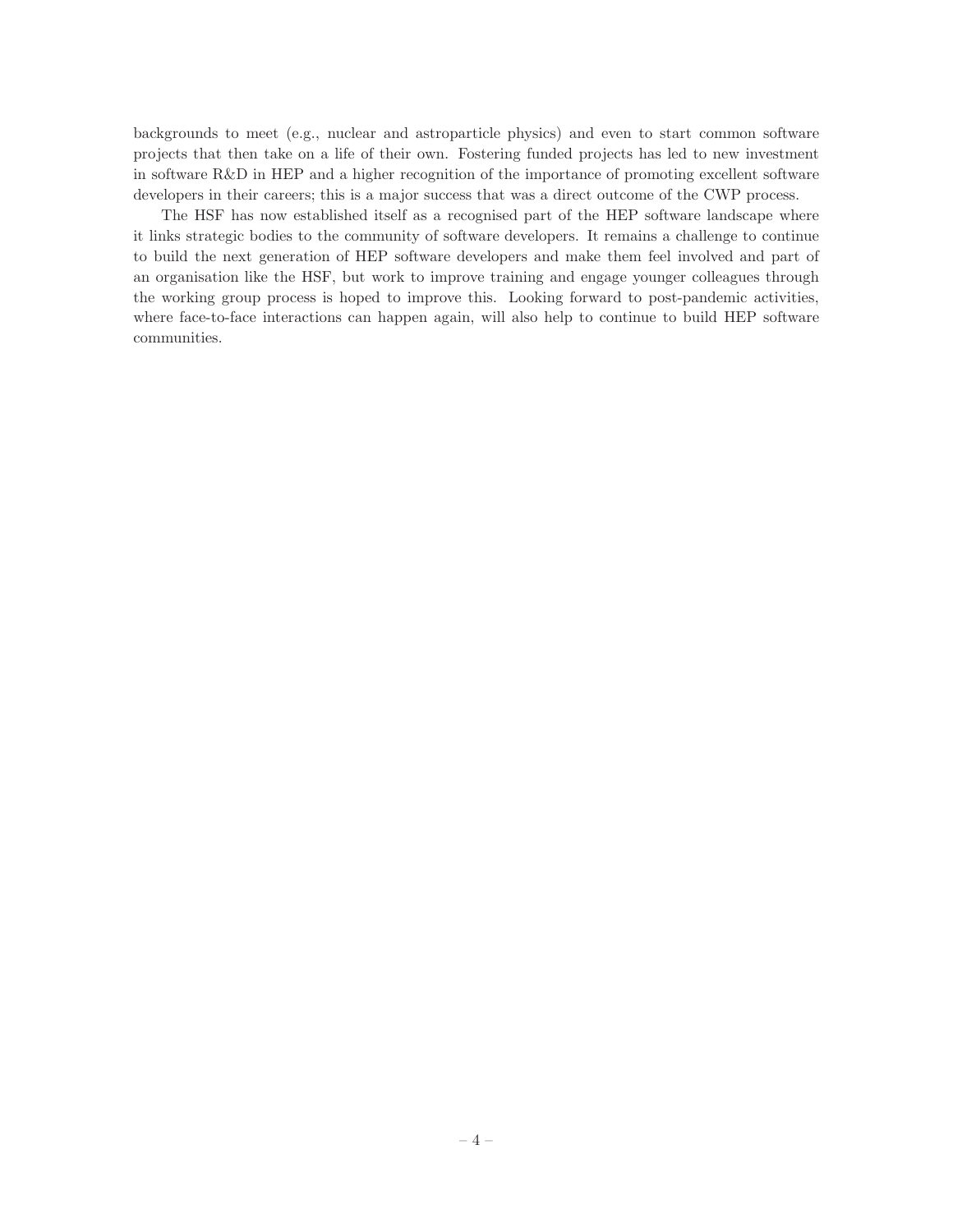backgrounds to meet (e.g., nuclear and astroparticle physics) and even to start common software projects that then take on a life of their own. Fostering funded projects has led to new investment in software R&D in HEP and a higher recognition of the importance of promoting excellent software developers in their careers; this is a major success that was a direct outcome of the CWP process.

The HSF has now established itself as a recognised part of the HEP software landscape where it links strategic bodies to the community of software developers. It remains a challenge to continue to build the next generation of HEP software developers and make them feel involved and part of an organisation like the HSF, but work to improve training and engage younger colleagues through the working group process is hoped to improve this. Looking forward to post-pandemic activities, where face-to-face interactions can happen again, will also help to continue to build HEP software communities.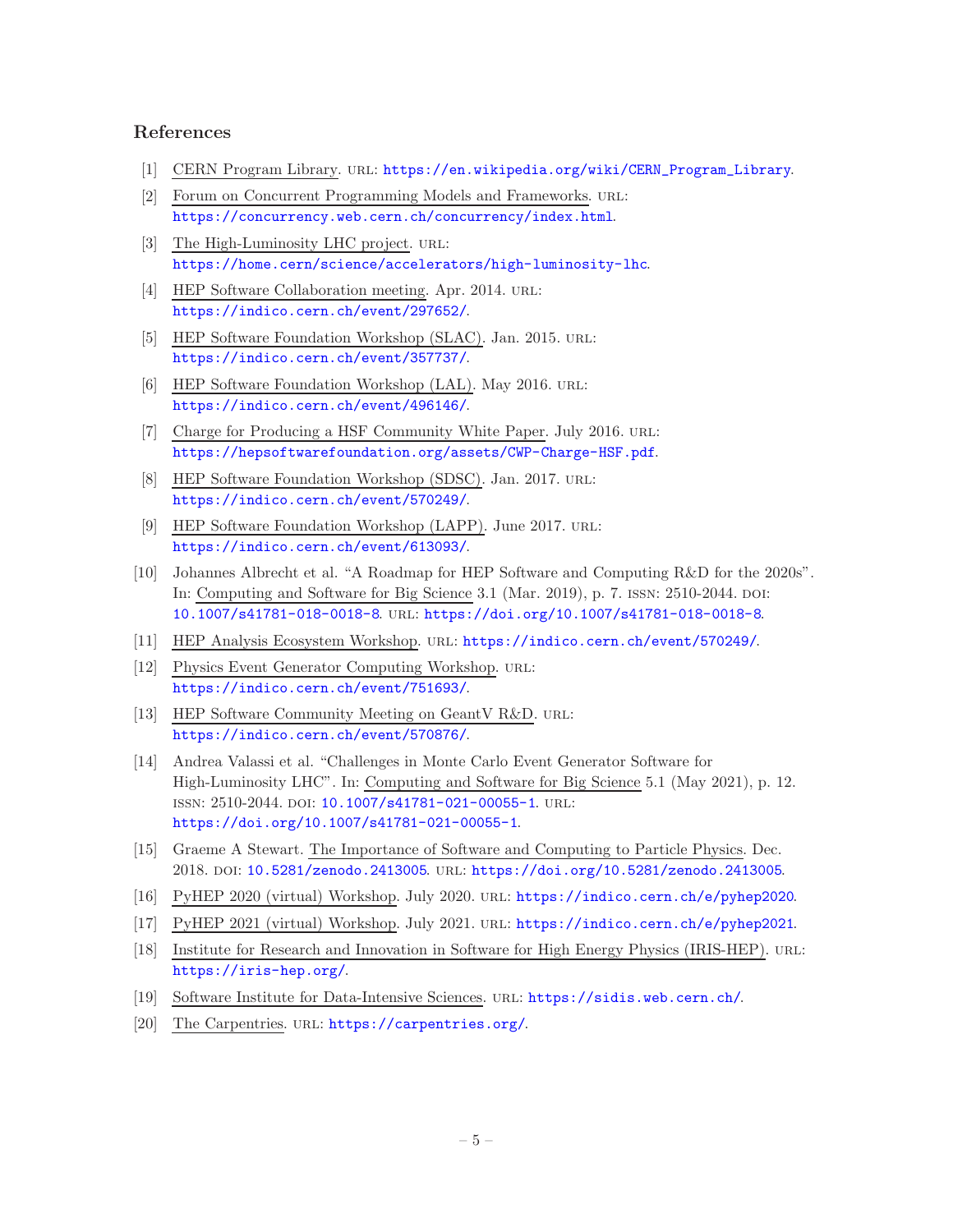## References

[1] CERN Program Library. URL: https://en.wikipedia.org/wiki/CERN_Program_Library.

[2] Forum on Concurrent Programming Models and Frameworks. URL: https://concurrency.web.cern.ch/concurrency/index.html.

[3] The High-Luminosity LHC project. URL: https://home.cern/science/accelerators/high-luminosity-lhc.

[4] HEP Software Collaboration meeting. Apr. 2014. URL: https://indico.cern.ch/event/297652/.

[5] HEP Software Foundation Workshop (SLAC). Jan. 2015. URL: https://indico.cern.ch/event/357737/.

[6] HEP Software Foundation Workshop (LAL). May 2016. URL: https://indico.cern.ch/event/496146/.

[7] Charge for Producing a HSF Community White Paper. July 2016. URL: https://hepsoftwarefoundation.org/assets/CWP-Charge-HSF.pdf.

[8] HEP Software Foundation Workshop (SDSC). Jan. 2017. URL: https://indico.cern.ch/event/570249/.

[9] HEP Software Foundation Workshop (LAPP). June 2017. URL: https://indico.cern.ch/event/613093/.

[10] Johannes Albrecht et al. "A Roadmap for HEP Software and Computing R&D for the 2020s". In: Computing and Software for Big Science 3.1 (Mar. 2019), p. 7. ISSN: 2510-2044. DOI: 10.1007/s41781-018-0018-8. URL: https://doi.org/10.1007/s41781-018-0018-8.

[11] HEP Analysis Ecosystem Workshop. URL: https://indico.cern.ch/event/570249/.

[12] Physics Event Generator Computing Workshop. URL: https://indico.cern.ch/event/751693/.

[13] HEP Software Community Meeting on GeantV R&D. URL: https://indico.cern.ch/event/570876/.

[14] Andrea Valassi et al. "Challenges in Monte Carlo Event Generator Software for High-Luminosity LHC". In: Computing and Software for Big Science 5.1 (May 2021), p. 12. ISSN: 2510-2044. DOI: 10.1007/s41781-021-00055-1. URL: https://doi.org/10.1007/s41781-021-00055-1.

[15] Graeme A Stewart. The Importance of Software and Computing to Particle Physics. Dec. 2018. DOI: 10.5281/zenodo.2413005. URL: https://doi.org/10.5281/zenodo.2413005.

[16] PyHEP 2020 (virtual) Workshop. July 2020. URL: https://indico.cern.ch/e/pyhep2020.

[17] PyHEP 2021 (virtual) Workshop. July 2021. URL: https://indico.cern.ch/e/pyhep2021.

[18] Institute for Research and Innovation in Software for High Energy Physics (IRIS-HEP). URL: https://iris-hep.org/.

[19] Software Institute for Data-Intensive Sciences. URL: https://sidis.web.cern.ch/.

[20] The Carpentries. URL: https://carpentries.org/.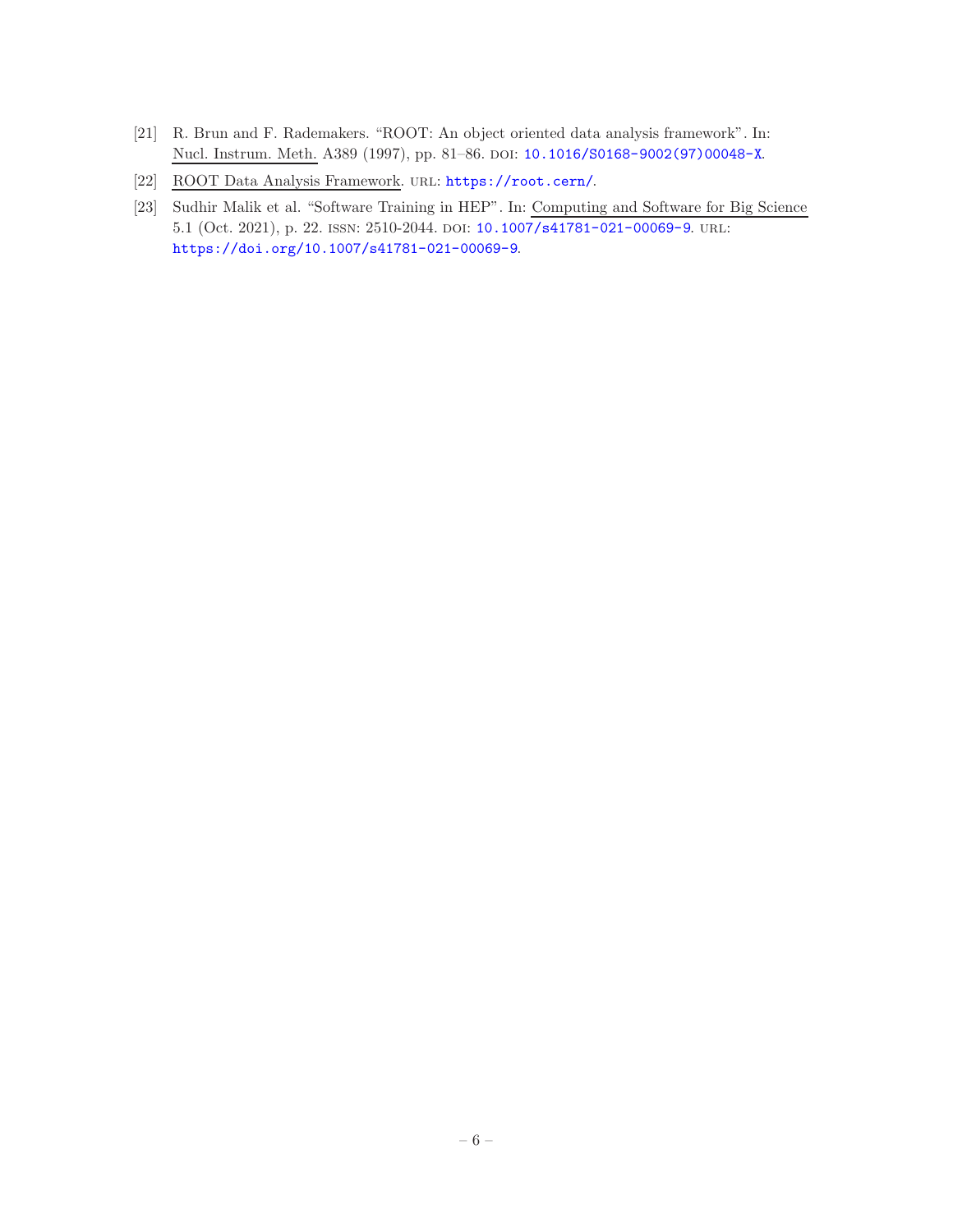[21] R. Brun and F. Rademakers. “ROOT: An object oriented data analysis framework”. In: Nucl. Instrum. Meth. A389 (1997), pp. 81–86. DOI: 10.1016/S0168-9002(97)00048-X.

[22] ROOT Data Analysis Framework. URL: https://root.cern/.

[23] Sudhir Malik et al. “Software Training in HEP”. In: Computing and Software for Big Science 5.1 (Oct. 2021), p. 22. ISSN: 2510-2044. DOI: 10.1007/s41781-021-00069-9. URL: https://doi.org/10.1007/s41781-021-00069-9.